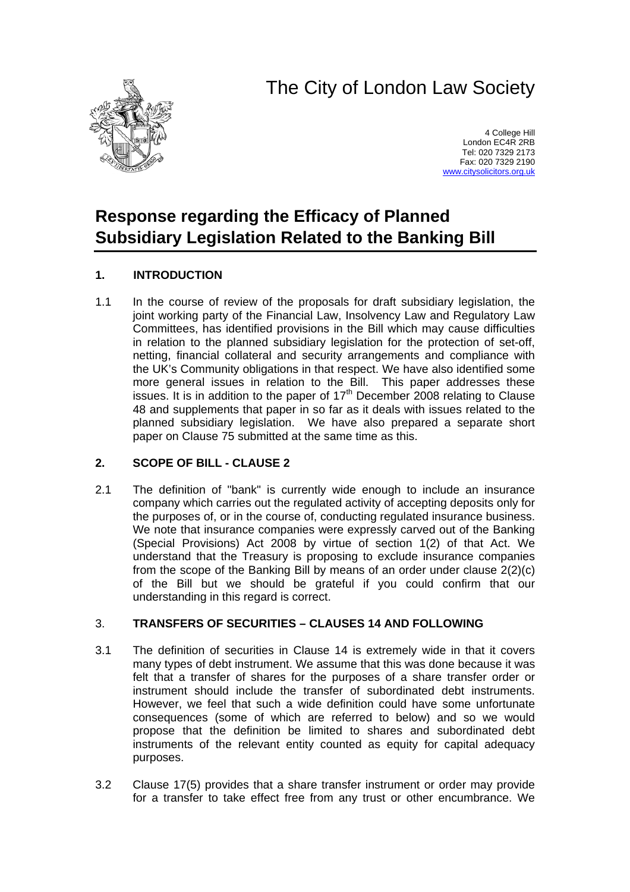# The City of London Law Society

4 College Hill
London EC4R 2RB
Tel: 020 7329 2173
Fax: 020 7329 2190
www.citysolicitors.org.uk

## Response regarding the Efficacy of Planned Subsidiary Legislation Related to the Banking Bill

### 1. INTRODUCTION

1.1 In the course of review of the proposals for draft subsidiary legislation, the joint working party of the Financial Law, Insolvency Law and Regulatory Law Committees, has identified provisions in the Bill which may cause difficulties in relation to the planned subsidiary legislation for the protection of set-off, netting, financial collateral and security arrangements and compliance with the UK's Community obligations in that respect. We have also identified some more general issues in relation to the Bill. This paper addresses these issues. It is in addition to the paper of 17th December 2008 relating to Clause 48 and supplements that paper in so far as it deals with issues related to the planned subsidiary legislation. We have also prepared a separate short paper on Clause 75 submitted at the same time as this.

### 2. SCOPE OF BILL - CLAUSE 2

2.1 The definition of "bank" is currently wide enough to include an insurance company which carries out the regulated activity of accepting deposits only for the purposes of, or in the course of, conducting regulated insurance business. We note that insurance companies were expressly carved out of the Banking (Special Provisions) Act 2008 by virtue of section 1(2) of that Act. We understand that the Treasury is proposing to exclude insurance companies from the scope of the Banking Bill by means of an order under clause 2(2)(c) of the Bill but we should be grateful if you could confirm that our understanding in this regard is correct.

### 3. TRANSFERS OF SECURITIES – CLAUSES 14 AND FOLLOWING

3.1 The definition of securities in Clause 14 is extremely wide in that it covers many types of debt instrument. We assume that this was done because it was felt that a transfer of shares for the purposes of a share transfer order or instrument should include the transfer of subordinated debt instruments. However, we feel that such a wide definition could have some unfortunate consequences (some of which are referred to below) and so we would propose that the definition be limited to shares and subordinated debt instruments of the relevant entity counted as equity for capital adequacy purposes.

3.2 Clause 17(5) provides that a share transfer instrument or order may provide for a transfer to take effect free from any trust or other encumbrance. We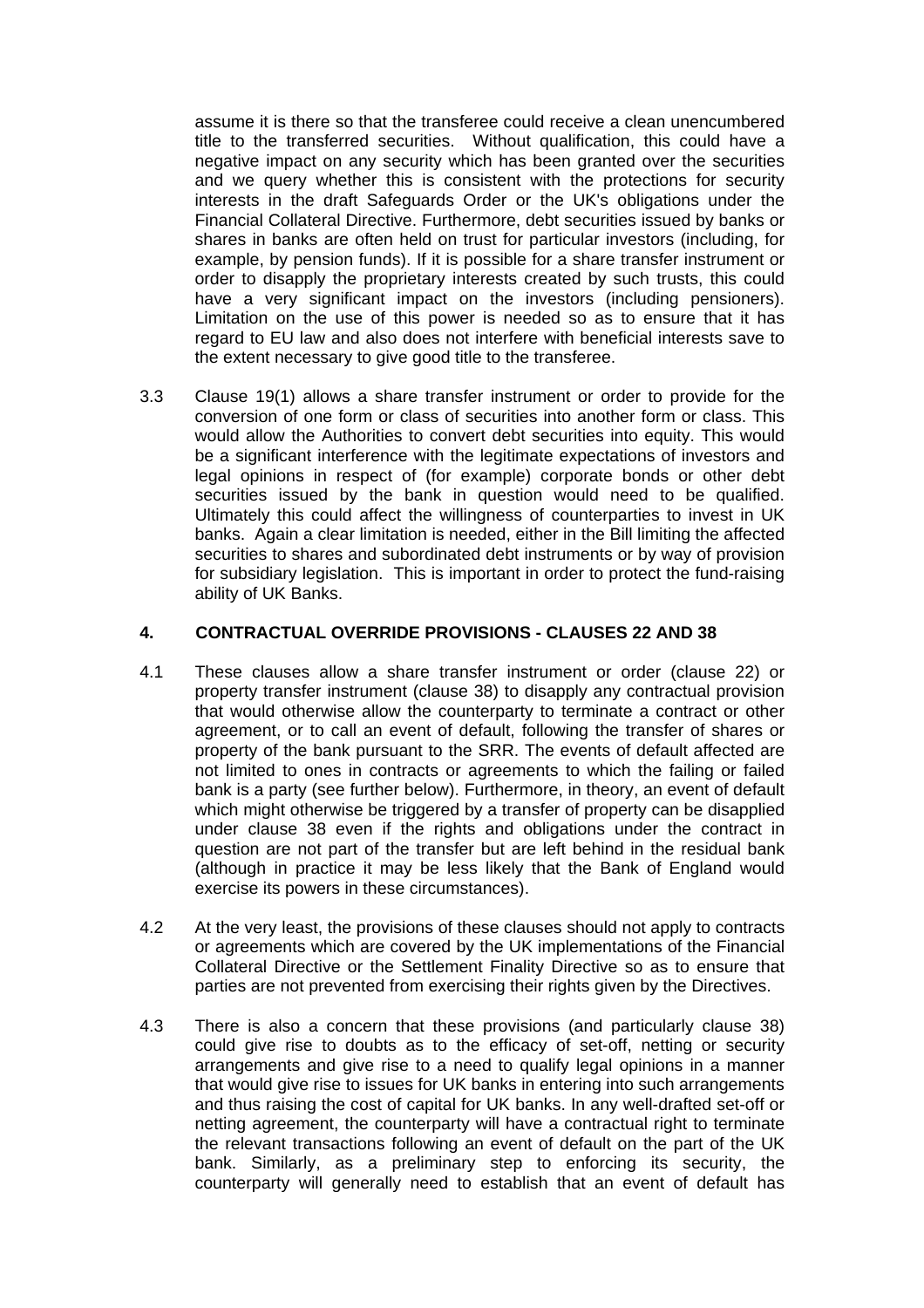assume it is there so that the transferee could receive a clean unencumbered title to the transferred securities. Without qualification, this could have a negative impact on any security which has been granted over the securities and we query whether this is consistent with the protections for security interests in the draft Safeguards Order or the UK's obligations under the Financial Collateral Directive. Furthermore, debt securities issued by banks or shares in banks are often held on trust for particular investors (including, for example, by pension funds). If it is possible for a share transfer instrument or order to disapply the proprietary interests created by such trusts, this could have a very significant impact on the investors (including pensioners). Limitation on the use of this power is needed so as to ensure that it has regard to EU law and also does not interfere with beneficial interests save to the extent necessary to give good title to the transferee.

3.3 Clause 19(1) allows a share transfer instrument or order to provide for the conversion of one form or class of securities into another form or class. This would allow the Authorities to convert debt securities into equity. This would be a significant interference with the legitimate expectations of investors and legal opinions in respect of (for example) corporate bonds or other debt securities issued by the bank in question would need to be qualified. Ultimately this could affect the willingness of counterparties to invest in UK banks. Again a clear limitation is needed, either in the Bill limiting the affected securities to shares and subordinated debt instruments or by way of provision for subsidiary legislation. This is important in order to protect the fund-raising ability of UK Banks.

## 4. CONTRACTUAL OVERRIDE PROVISIONS - CLAUSES 22 AND 38

4.1 These clauses allow a share transfer instrument or order (clause 22) or property transfer instrument (clause 38) to disapply any contractual provision that would otherwise allow the counterparty to terminate a contract or other agreement, or to call an event of default, following the transfer of shares or property of the bank pursuant to the SRR. The events of default affected are not limited to ones in contracts or agreements to which the failing or failed bank is a party (see further below). Furthermore, in theory, an event of default which might otherwise be triggered by a transfer of property can be disapplied under clause 38 even if the rights and obligations under the contract in question are not part of the transfer but are left behind in the residual bank (although in practice it may be less likely that the Bank of England would exercise its powers in these circumstances).

4.2 At the very least, the provisions of these clauses should not apply to contracts or agreements which are covered by the UK implementations of the Financial Collateral Directive or the Settlement Finality Directive so as to ensure that parties are not prevented from exercising their rights given by the Directives.

4.3 There is also a concern that these provisions (and particularly clause 38) could give rise to doubts as to the efficacy of set-off, netting or security arrangements and give rise to a need to qualify legal opinions in a manner that would give rise to issues for UK banks in entering into such arrangements and thus raising the cost of capital for UK banks. In any well-drafted set-off or netting agreement, the counterparty will have a contractual right to terminate the relevant transactions following an event of default on the part of the UK bank. Similarly, as a preliminary step to enforcing its security, the counterparty will generally need to establish that an event of default has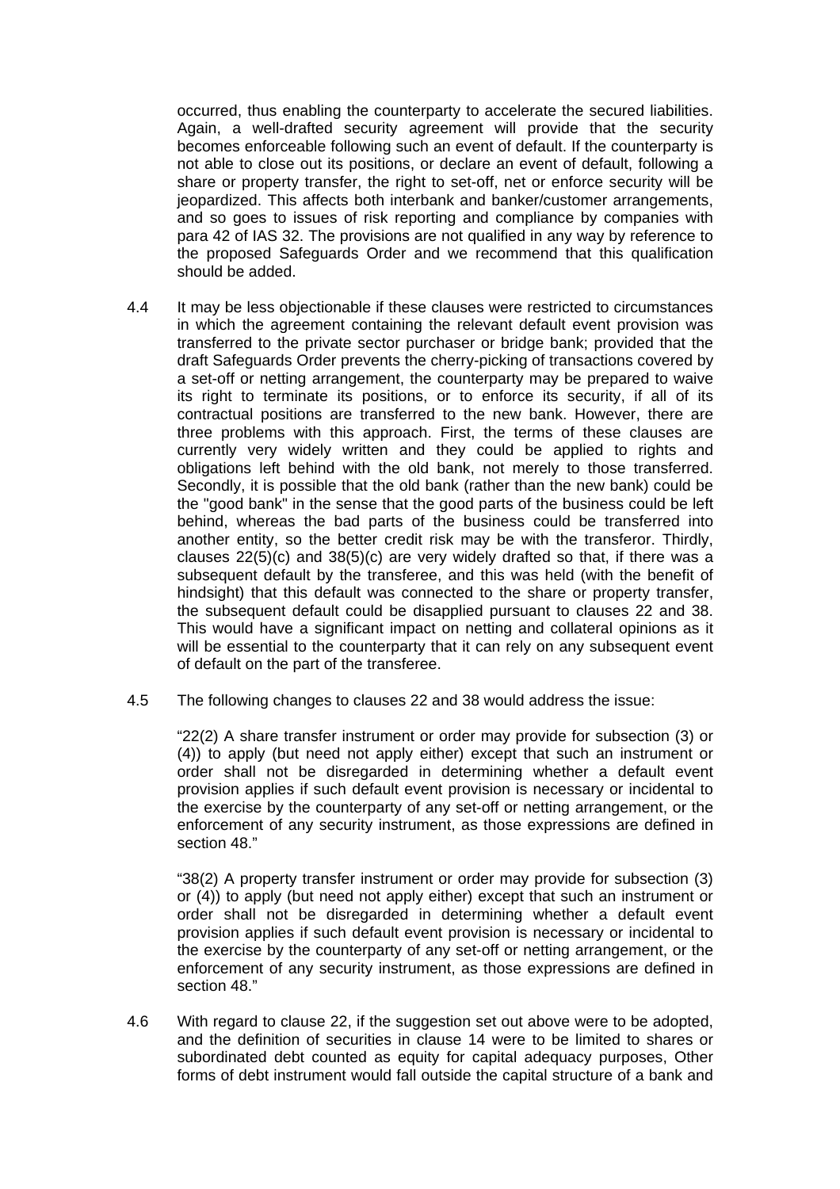occurred, thus enabling the counterparty to accelerate the secured liabilities. Again, a well-drafted security agreement will provide that the security becomes enforceable following such an event of default. If the counterparty is not able to close out its positions, or declare an event of default, following a share or property transfer, the right to set-off, net or enforce security will be jeopardized. This affects both interbank and banker/customer arrangements, and so goes to issues of risk reporting and compliance by companies with para 42 of IAS 32. The provisions are not qualified in any way by reference to the proposed Safeguards Order and we recommend that this qualification should be added.

4.4 It may be less objectionable if these clauses were restricted to circumstances in which the agreement containing the relevant default event provision was transferred to the private sector purchaser or bridge bank; provided that the draft Safeguards Order prevents the cherry-picking of transactions covered by a set-off or netting arrangement, the counterparty may be prepared to waive its right to terminate its positions, or to enforce its security, if all of its contractual positions are transferred to the new bank. However, there are three problems with this approach. First, the terms of these clauses are currently very widely written and they could be applied to rights and obligations left behind with the old bank, not merely to those transferred. Secondly, it is possible that the old bank (rather than the new bank) could be the "good bank" in the sense that the good parts of the business could be left behind, whereas the bad parts of the business could be transferred into another entity, so the better credit risk may be with the transferor. Thirdly, clauses 22(5)(c) and 38(5)(c) are very widely drafted so that, if there was a subsequent default by the transferee, and this was held (with the benefit of hindsight) that this default was connected to the share or property transfer, the subsequent default could be disapplied pursuant to clauses 22 and 38. This would have a significant impact on netting and collateral opinions as it will be essential to the counterparty that it can rely on any subsequent event of default on the part of the transferee.

4.5 The following changes to clauses 22 and 38 would address the issue:

"22(2) A share transfer instrument or order may provide for subsection (3) or (4)) to apply (but need not apply either) except that such an instrument or order shall not be disregarded in determining whether a default event provision applies if such default event provision is necessary or incidental to the exercise by the counterparty of any set-off or netting arrangement, or the enforcement of any security instrument, as those expressions are defined in section 48."

"38(2) A property transfer instrument or order may provide for subsection (3) or (4)) to apply (but need not apply either) except that such an instrument or order shall not be disregarded in determining whether a default event provision applies if such default event provision is necessary or incidental to the exercise by the counterparty of any set-off or netting arrangement, or the enforcement of any security instrument, as those expressions are defined in section 48."

4.6 With regard to clause 22, if the suggestion set out above were to be adopted, and the definition of securities in clause 14 were to be limited to shares or subordinated debt counted as equity for capital adequacy purposes, Other forms of debt instrument would fall outside the capital structure of a bank and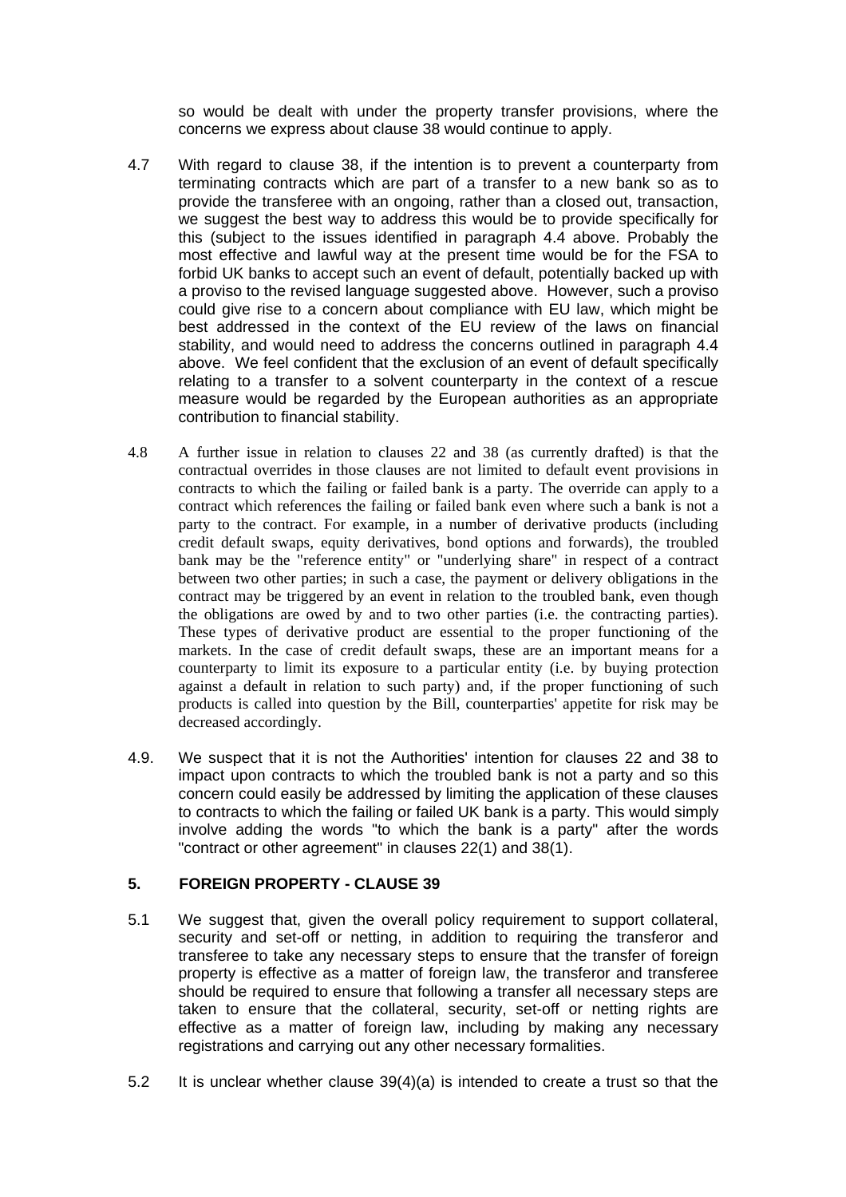so would be dealt with under the property transfer provisions, where the concerns we express about clause 38 would continue to apply.

4.7 With regard to clause 38, if the intention is to prevent a counterparty from terminating contracts which are part of a transfer to a new bank so as to provide the transferee with an ongoing, rather than a closed out, transaction, we suggest the best way to address this would be to provide specifically for this (subject to the issues identified in paragraph 4.4 above. Probably the most effective and lawful way at the present time would be for the FSA to forbid UK banks to accept such an event of default, potentially backed up with a proviso to the revised language suggested above. However, such a proviso could give rise to a concern about compliance with EU law, which might be best addressed in the context of the EU review of the laws on financial stability, and would need to address the concerns outlined in paragraph 4.4 above. We feel confident that the exclusion of an event of default specifically relating to a transfer to a solvent counterparty in the context of a rescue measure would be regarded by the European authorities as an appropriate contribution to financial stability.

4.8 A further issue in relation to clauses 22 and 38 (as currently drafted) is that the contractual overrides in those clauses are not limited to default event provisions in contracts to which the failing or failed bank is a party. The override can apply to a contract which references the failing or failed bank even where such a bank is not a party to the contract. For example, in a number of derivative products (including credit default swaps, equity derivatives, bond options and forwards), the troubled bank may be the "reference entity" or "underlying share" in respect of a contract between two other parties; in such a case, the payment or delivery obligations in the contract may be triggered by an event in relation to the troubled bank, even though the obligations are owed by and to two other parties (i.e. the contracting parties). These types of derivative product are essential to the proper functioning of the markets. In the case of credit default swaps, these are an important means for a counterparty to limit its exposure to a particular entity (i.e. by buying protection against a default in relation to such party) and, if the proper functioning of such products is called into question by the Bill, counterparties' appetite for risk may be decreased accordingly.

4.9. We suspect that it is not the Authorities' intention for clauses 22 and 38 to impact upon contracts to which the troubled bank is not a party and so this concern could easily be addressed by limiting the application of these clauses to contracts to which the failing or failed UK bank is a party. This would simply involve adding the words "to which the bank is a party" after the words "contract or other agreement" in clauses 22(1) and 38(1).

## 5. FOREIGN PROPERTY - CLAUSE 39

5.1 We suggest that, given the overall policy requirement to support collateral, security and set-off or netting, in addition to requiring the transferor and transferee to take any necessary steps to ensure that the transfer of foreign property is effective as a matter of foreign law, the transferor and transferee should be required to ensure that following a transfer all necessary steps are taken to ensure that the collateral, security, set-off or netting rights are effective as a matter of foreign law, including by making any necessary registrations and carrying out any other necessary formalities.

5.2 It is unclear whether clause 39(4)(a) is intended to create a trust so that the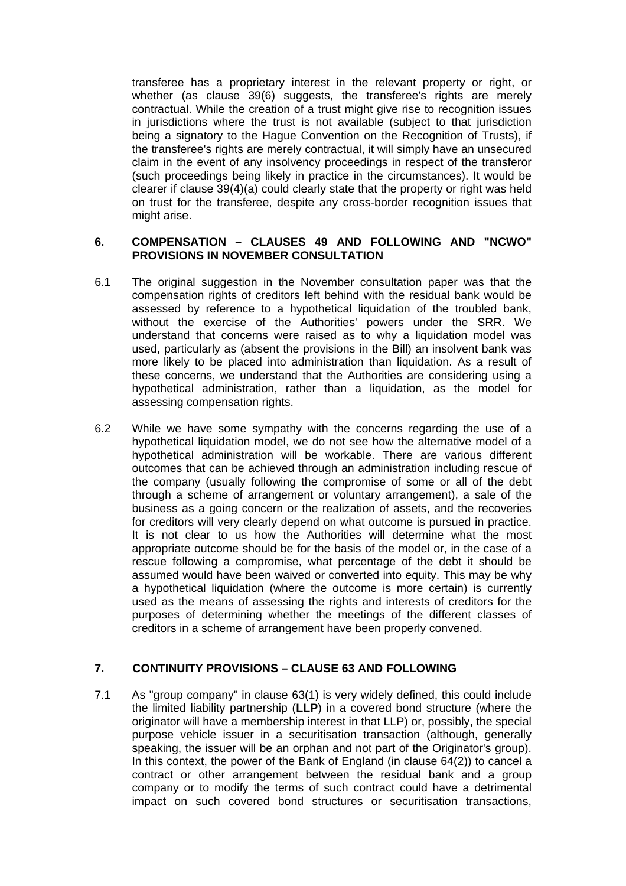transferee has a proprietary interest in the relevant property or right, or whether (as clause 39(6) suggests, the transferee's rights are merely contractual. While the creation of a trust might give rise to recognition issues in jurisdictions where the trust is not available (subject to that jurisdiction being a signatory to the Hague Convention on the Recognition of Trusts), if the transferee's rights are merely contractual, it will simply have an unsecured claim in the event of any insolvency proceedings in respect of the transferor (such proceedings being likely in practice in the circumstances). It would be clearer if clause 39(4)(a) could clearly state that the property or right was held on trust for the transferee, despite any cross-border recognition issues that might arise.

## 6. COMPENSATION – CLAUSES 49 AND FOLLOWING AND "NCWO" PROVISIONS IN NOVEMBER CONSULTATION

6.1 The original suggestion in the November consultation paper was that the compensation rights of creditors left behind with the residual bank would be assessed by reference to a hypothetical liquidation of the troubled bank, without the exercise of the Authorities' powers under the SRR. We understand that concerns were raised as to why a liquidation model was used, particularly as (absent the provisions in the Bill) an insolvent bank was more likely to be placed into administration than liquidation. As a result of these concerns, we understand that the Authorities are considering using a hypothetical administration, rather than a liquidation, as the model for assessing compensation rights.

6.2 While we have some sympathy with the concerns regarding the use of a hypothetical liquidation model, we do not see how the alternative model of a hypothetical administration will be workable. There are various different outcomes that can be achieved through an administration including rescue of the company (usually following the compromise of some or all of the debt through a scheme of arrangement or voluntary arrangement), a sale of the business as a going concern or the realization of assets, and the recoveries for creditors will very clearly depend on what outcome is pursued in practice. It is not clear to us how the Authorities will determine what the most appropriate outcome should be for the basis of the model or, in the case of a rescue following a compromise, what percentage of the debt it should be assumed would have been waived or converted into equity. This may be why a hypothetical liquidation (where the outcome is more certain) is currently used as the means of assessing the rights and interests of creditors for the purposes of determining whether the meetings of the different classes of creditors in a scheme of arrangement have been properly convened.

## 7. CONTINUITY PROVISIONS – CLAUSE 63 AND FOLLOWING

7.1 As "group company" in clause 63(1) is very widely defined, this could include the limited liability partnership (**LLP**) in a covered bond structure (where the originator will have a membership interest in that LLP) or, possibly, the special purpose vehicle issuer in a securitisation transaction (although, generally speaking, the issuer will be an orphan and not part of the Originator's group). In this context, the power of the Bank of England (in clause 64(2)) to cancel a contract or other arrangement between the residual bank and a group company or to modify the terms of such contract could have a detrimental impact on such covered bond structures or securitisation transactions,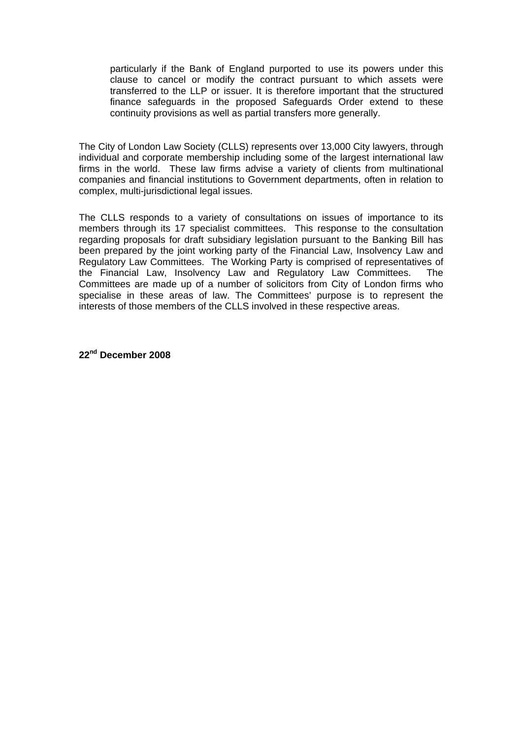particularly if the Bank of England purported to use its powers under this clause to cancel or modify the contract pursuant to which assets were transferred to the LLP or issuer. It is therefore important that the structured finance safeguards in the proposed Safeguards Order extend to these continuity provisions as well as partial transfers more generally.

The City of London Law Society (CLLS) represents over 13,000 City lawyers, through individual and corporate membership including some of the largest international law firms in the world. These law firms advise a variety of clients from multinational companies and financial institutions to Government departments, often in relation to complex, multi-jurisdictional legal issues.

The CLLS responds to a variety of consultations on issues of importance to its members through its 17 specialist committees. This response to the consultation regarding proposals for draft subsidiary legislation pursuant to the Banking Bill has been prepared by the joint working party of the Financial Law, Insolvency Law and Regulatory Law Committees. The Working Party is comprised of representatives of the Financial Law, Insolvency Law and Regulatory Law Committees. The Committees are made up of a number of solicitors from City of London firms who specialise in these areas of law. The Committees' purpose is to represent the interests of those members of the CLLS involved in these respective areas.

**22nd December 2008**